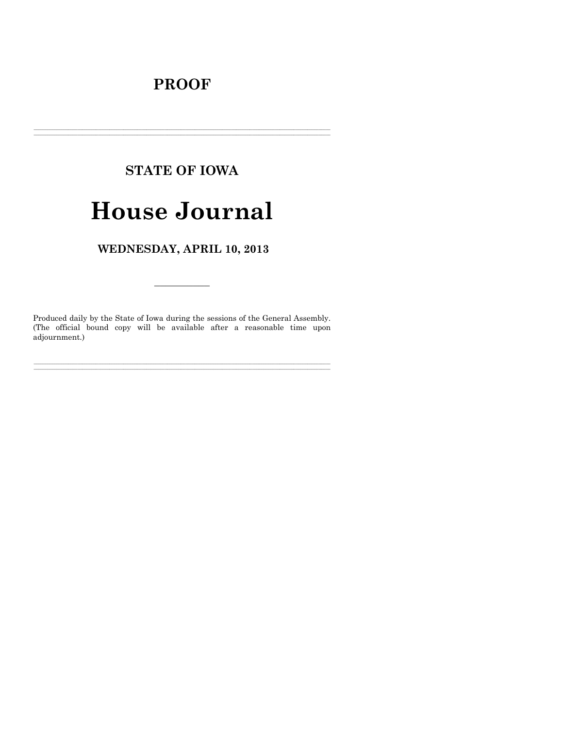# PROOF

---

## STATE OF IOWA

# House Journal

## WEDNESDAY, APRIL 10, 2013

---

Produced daily by the State of Iowa during the sessions of the General Assembly. (The official bound copy will be available after a reasonable time upon adjournment.)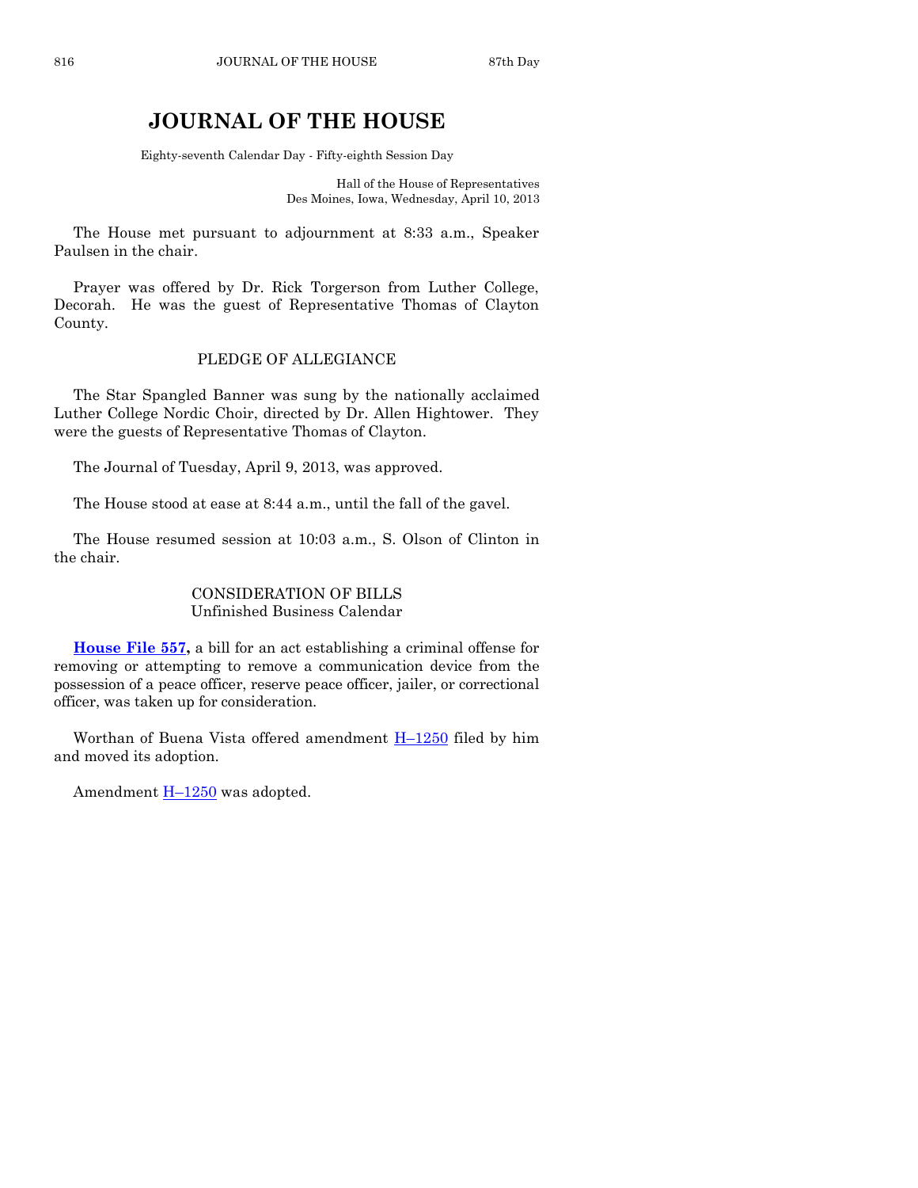# JOURNAL OF THE HOUSE

Eighty-seventh Calendar Day - Fifty-eighth Session Day

Hall of the House of Representatives
Des Moines, Iowa, Wednesday, April 10, 2013

The House met pursuant to adjournment at 8:33 a.m., Speaker Paulsen in the chair.

Prayer was offered by Dr. Rick Torgerson from Luther College, Decorah. He was the guest of Representative Thomas of Clayton County.

PLEDGE OF ALLEGIANCE

The Star Spangled Banner was sung by the nationally acclaimed Luther College Nordic Choir, directed by Dr. Allen Hightower. They were the guests of Representative Thomas of Clayton.

The Journal of Tuesday, April 9, 2013, was approved.

The House stood at ease at 8:44 a.m., until the fall of the gavel.

The House resumed session at 10:03 a.m., S. Olson of Clinton in the chair.

CONSIDERATION OF BILLS
Unfinished Business Calendar

**House File 557,** a bill for an act establishing a criminal offense for removing or attempting to remove a communication device from the possession of a peace officer, reserve peace officer, jailer, or correctional officer, was taken up for consideration.

Worthan of Buena Vista offered amendment H–1250 filed by him and moved its adoption.

Amendment H–1250 was adopted.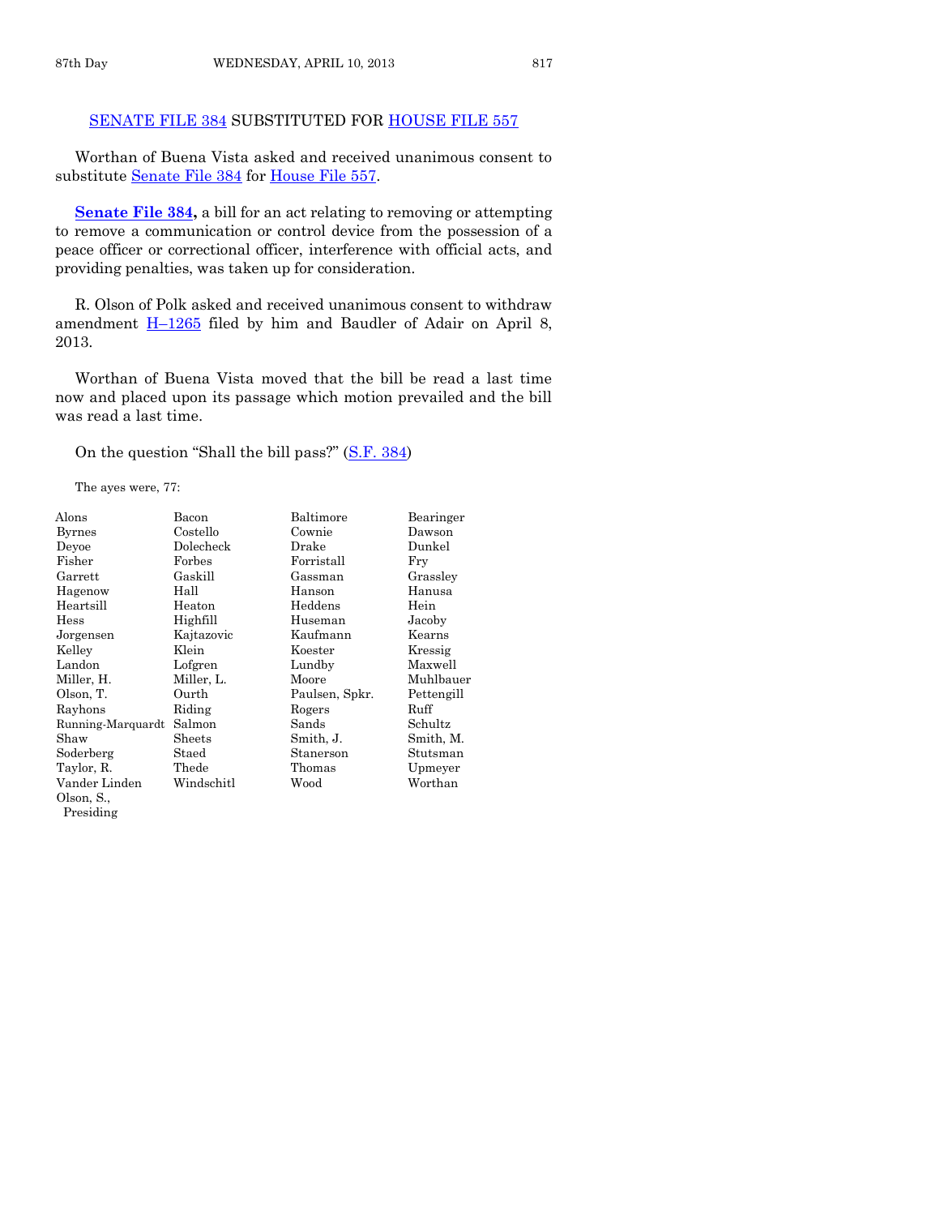## SENATE FILE 384 SUBSTITUTED FOR HOUSE FILE 557

Worthan of Buena Vista asked and received unanimous consent to substitute Senate File 384 for House File 557.

**Senate File 384,** a bill for an act relating to removing or attempting to remove a communication or control device from the possession of a peace officer or correctional officer, interference with official acts, and providing penalties, was taken up for consideration.

R. Olson of Polk asked and received unanimous consent to withdraw amendment H–1265 filed by him and Baudler of Adair on April 8, 2013.

Worthan of Buena Vista moved that the bill be read a last time now and placed upon its passage which motion prevailed and the bill was read a last time.

On the question "Shall the bill pass?" (S.F. 384)

The ayes were, 77:

| | | | |
|---|---|---|---|
| Alons | Bacon | Baltimore | Bearinger |
| Byrnes | Costello | Cownie | Dawson |
| Deyoe | Dolecheck | Drake | Dunkel |
| Fisher | Forbes | Forristall | Fry |
| Garrett | Gaskill | Gassman | Grassley |
| Hagenow | Hall | Hanson | Hanusa |
| Heartsill | Heaton | Heddens | Hein |
| Hess | Highfill | Huseman | Jacoby |
| Jorgensen | Kajtazovic | Kaufmann | Kearns |
| Kelley | Klein | Koester | Kressig |
| Landon | Lofgren | Lundby | Maxwell |
| Miller, H. | Miller, L. | Moore | Muhlbauer |
| Olson, T. | Ourth | Paulsen, Spkr. | Pettengill |
| Rayhons | Riding | Rogers | Ruff |
| Running-Marquardt | Salmon | Sands | Schultz |
| Shaw | Sheets | Smith, J. | Smith, M. |
| Soderberg | Staed | Stanerson | Stutsman |
| Taylor, R. | Thede | Thomas | Upmeyer |
| Vander Linden | Windschitl | Wood | Worthan |
| Olson, S., Presiding | | | |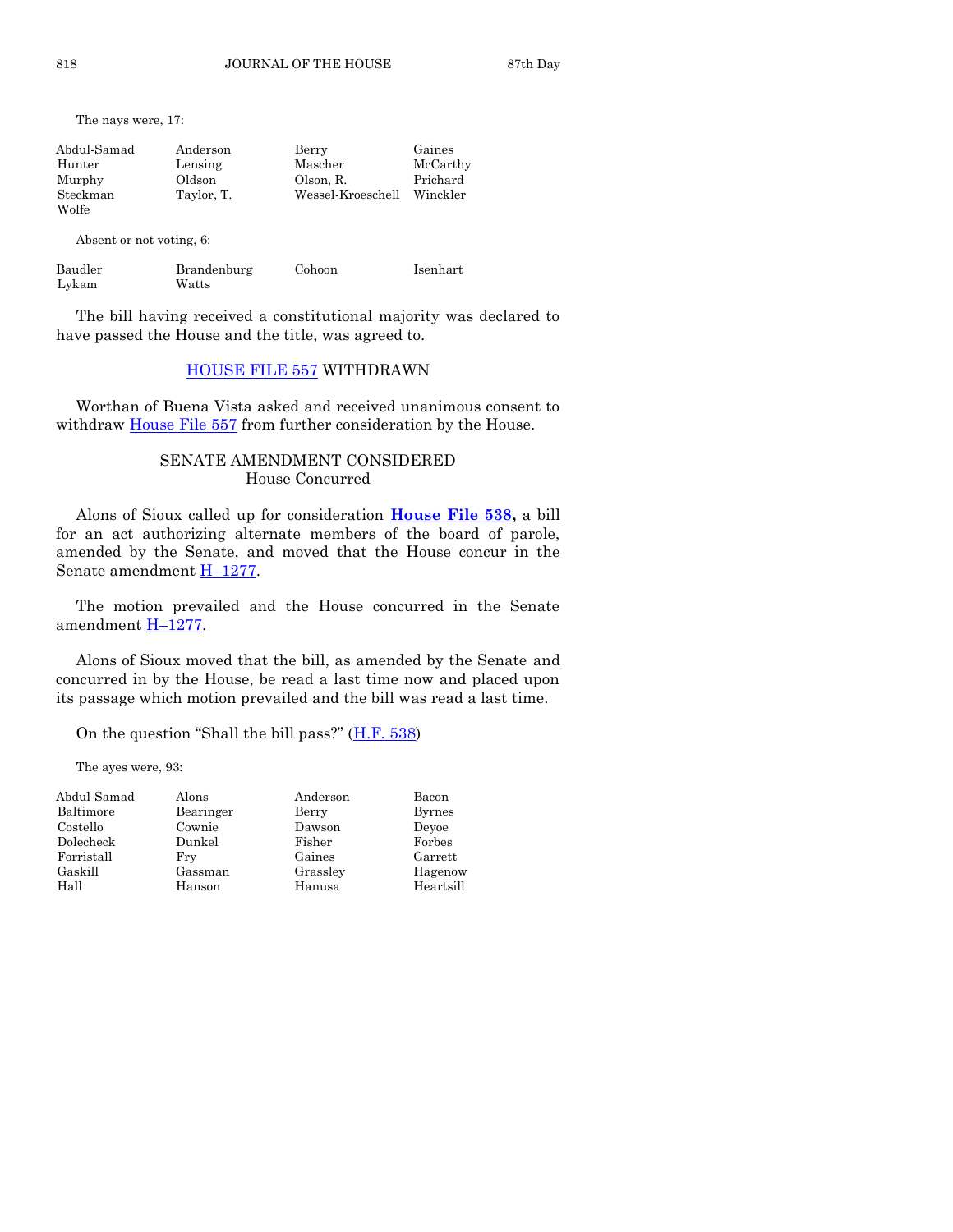The nays were, 17:

| | | | |
|---|---|---|---|
| Abdul-Samad | Anderson | Berry | Gaines |
| Hunter | Lensing | Mascher | McCarthy |
| Murphy | Oldson | Olson, R. | Prichard |
| Steckman | Taylor, T. | Wessel-Kroeschell | Winckler |
| Wolfe | | | |

Absent or not voting, 6:

| | | | |
|---|---|---|---|
| Baudler | Brandenburg | Cohoon | Isenhart |
| Lykam | Watts | | |

The bill having received a constitutional majority was declared to have passed the House and the title, was agreed to.

## HOUSE FILE 557 WITHDRAWN

Worthan of Buena Vista asked and received unanimous consent to withdraw House File 557 from further consideration by the House.

## SENATE AMENDMENT CONSIDERED
House Concurred

Alons of Sioux called up for consideration **House File 538,** a bill for an act authorizing alternate members of the board of parole, amended by the Senate, and moved that the House concur in the Senate amendment H–1277.

The motion prevailed and the House concurred in the Senate amendment H–1277.

Alons of Sioux moved that the bill, as amended by the Senate and concurred in by the House, be read a last time now and placed upon its passage which motion prevailed and the bill was read a last time.

On the question "Shall the bill pass?" (H.F. 538)

The ayes were, 93:

| | | | |
|---|---|---|---|
| Abdul-Samad | Alons | Anderson | Bacon |
| Baltimore | Bearinger | Berry | Byrnes |
| Costello | Cownie | Dawson | Deyoe |
| Dolecheck | Dunkel | Fisher | Forbes |
| Forristall | Fry | Gaines | Garrett |
| Gaskill | Gassman | Grassley | Hagenow |
| Hall | Hanson | Hanusa | Heartsill |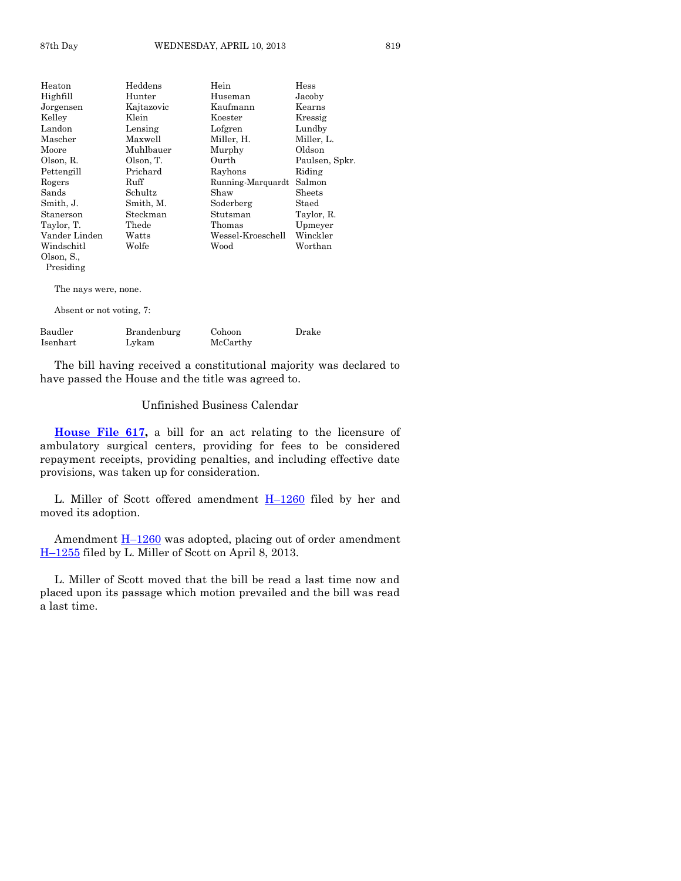| | | | |
|---|---|---|---|
| Heaton | Heddens | Hein | Hess |
| Highfill | Hunter | Huseman | Jacoby |
| Jorgensen | Kajtazovic | Kaufmann | Kearns |
| Kelley | Klein | Koester | Kressig |
| Landon | Lensing | Lofgren | Lundby |
| Mascher | Maxwell | Miller, H. | Miller, L. |
| Moore | Muhlbauer | Murphy | Oldson |
| Olson, R. | Olson, T. | Ourth | Paulsen, Spkr. |
| Pettengill | Prichard | Rayhons | Riding |
| Rogers | Ruff | Running-Marquardt | Salmon |
| Sands | Schultz | Shaw | Sheets |
| Smith, J. | Smith, M. | Soderberg | Staed |
| Stanerson | Steckman | Stutsman | Taylor, R. |
| Taylor, T. | Thede | Thomas | Upmeyer |
| Vander Linden | Watts | Wessel-Kroeschell | Winckler |
| Windschitl | Wolfe | Wood | Worthan |
| Olson, S., Presiding | | | |

The nays were, none.

Absent or not voting, 7:

| | | | |
|---|---|---|---|
| Baudler | Brandenburg | Cohoon | Drake |
| Isenhart | Lykam | McCarthy | |

The bill having received a constitutional majority was declared to have passed the House and the title was agreed to.

## Unfinished Business Calendar

**House File 617,** a bill for an act relating to the licensure of ambulatory surgical centers, providing for fees to be considered repayment receipts, providing penalties, and including effective date provisions, was taken up for consideration.

L. Miller of Scott offered amendment H–1260 filed by her and moved its adoption.

Amendment H–1260 was adopted, placing out of order amendment H–1255 filed by L. Miller of Scott on April 8, 2013.

L. Miller of Scott moved that the bill be read a last time now and placed upon its passage which motion prevailed and the bill was read a last time.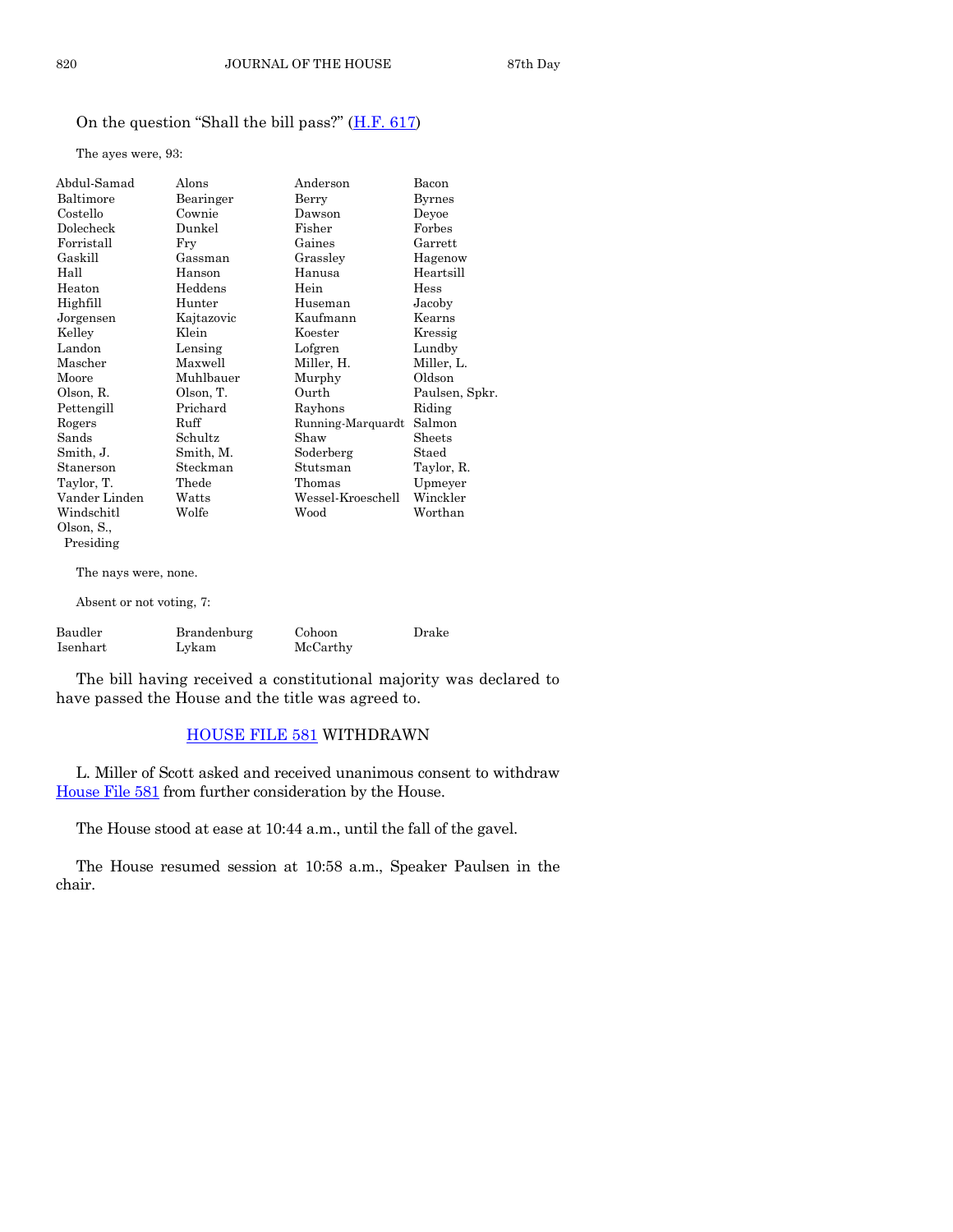On the question "Shall the bill pass?" (H.F. 617)

The ayes were, 93:

| | | | |
|---|---|---|---|
| Abdul-Samad | Alons | Anderson | Bacon |
| Baltimore | Bearinger | Berry | Byrnes |
| Costello | Cownie | Dawson | Deyoe |
| Dolecheck | Dunkel | Fisher | Forbes |
| Forristall | Fry | Gaines | Garrett |
| Gaskill | Gassman | Grassley | Hagenow |
| Hall | Hanson | Hanusa | Heartsill |
| Heaton | Heddens | Hein | Hess |
| Highfill | Hunter | Huseman | Jacoby |
| Jorgensen | Kajtazovic | Kaufmann | Kearns |
| Kelley | Klein | Koester | Kressig |
| Landon | Lensing | Lofgren | Lundby |
| Mascher | Maxwell | Miller, H. | Miller, L. |
| Moore | Muhlbauer | Murphy | Oldson |
| Olson, R. | Olson, T. | Ourth | Paulsen, Spkr. |
| Pettengill | Prichard | Rayhons | Riding |
| Rogers | Ruff | Running-Marquardt | Salmon |
| Sands | Schultz | Shaw | Sheets |
| Smith, J. | Smith, M. | Soderberg | Staed |
| Stanerson | Steckman | Stutsman | Taylor, R. |
| Taylor, T. | Thede | Thomas | Upmeyer |
| Vander Linden | Watts | Wessel-Kroeschell | Winckler |
| Windschitl | Wolfe | Wood | Worthan |
| Olson, S., Presiding | | | |

The nays were, none.

Absent or not voting, 7:

| | | | |
|---|---|---|---|
| Baudler | Brandenburg | Cohoon | Drake |
| Isenhart | Lykam | McCarthy | |

The bill having received a constitutional majority was declared to have passed the House and the title was agreed to.

## HOUSE FILE 581 WITHDRAWN

L. Miller of Scott asked and received unanimous consent to withdraw House File 581 from further consideration by the House.

The House stood at ease at 10:44 a.m., until the fall of the gavel.

The House resumed session at 10:58 a.m., Speaker Paulsen in the chair.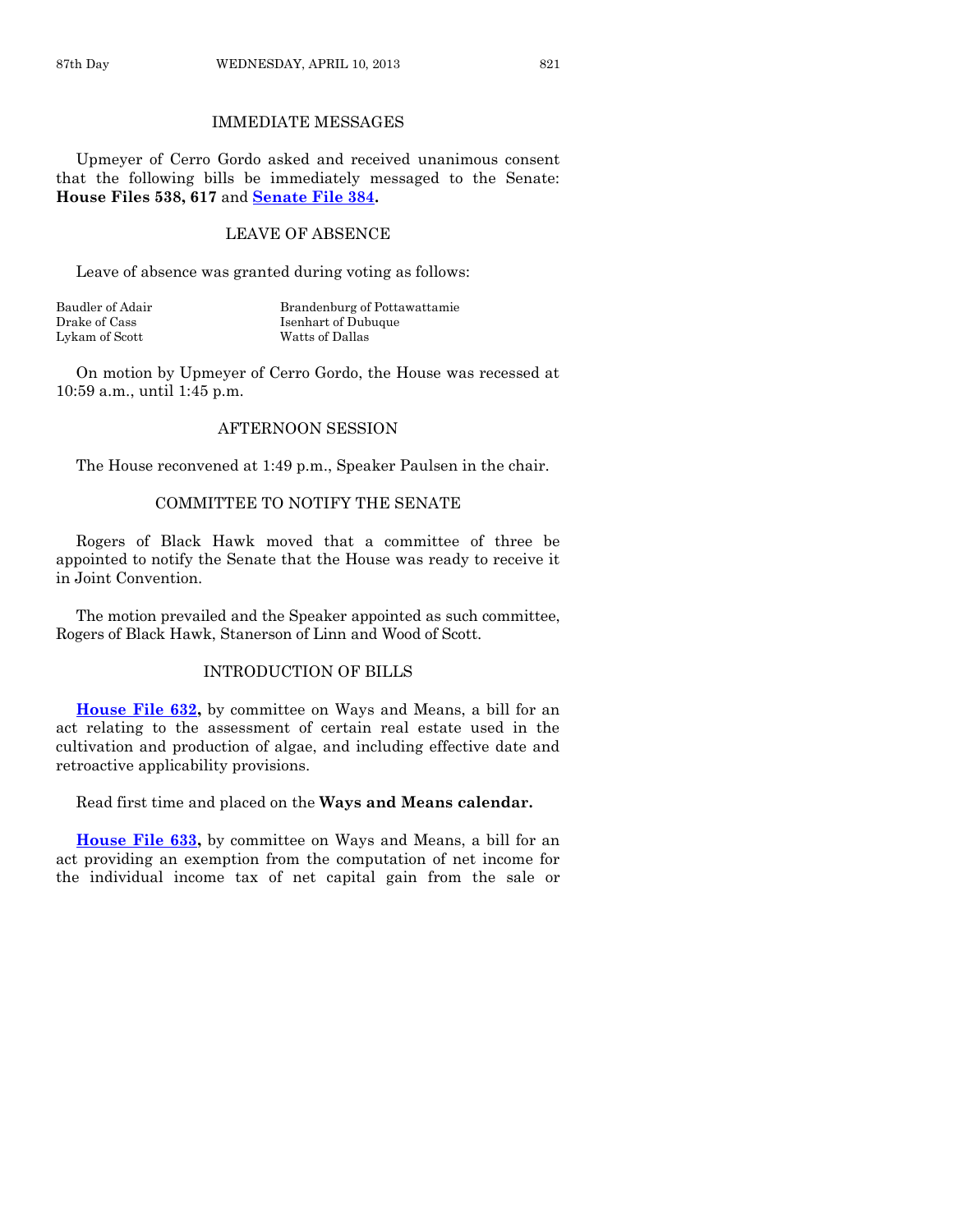## IMMEDIATE MESSAGES

Upmeyer of Cerro Gordo asked and received unanimous consent that the following bills be immediately messaged to the Senate: **House Files 538, 617** and **Senate File 384.**

## LEAVE OF ABSENCE

Leave of absence was granted during voting as follows:

| | |
|---|---|
| Baudler of Adair | Brandenburg of Pottawattamie |
| Drake of Cass | Isenhart of Dubuque |
| Lykam of Scott | Watts of Dallas |

On motion by Upmeyer of Cerro Gordo, the House was recessed at 10:59 a.m., until 1:45 p.m.

## AFTERNOON SESSION

The House reconvened at 1:49 p.m., Speaker Paulsen in the chair.

## COMMITTEE TO NOTIFY THE SENATE

Rogers of Black Hawk moved that a committee of three be appointed to notify the Senate that the House was ready to receive it in Joint Convention.

The motion prevailed and the Speaker appointed as such committee, Rogers of Black Hawk, Stanerson of Linn and Wood of Scott.

## INTRODUCTION OF BILLS

**House File 632,** by committee on Ways and Means, a bill for an act relating to the assessment of certain real estate used in the cultivation and production of algae, and including effective date and retroactive applicability provisions.

Read first time and placed on the **Ways and Means calendar.**

**House File 633,** by committee on Ways and Means, a bill for an act providing an exemption from the computation of net income for the individual income tax of net capital gain from the sale or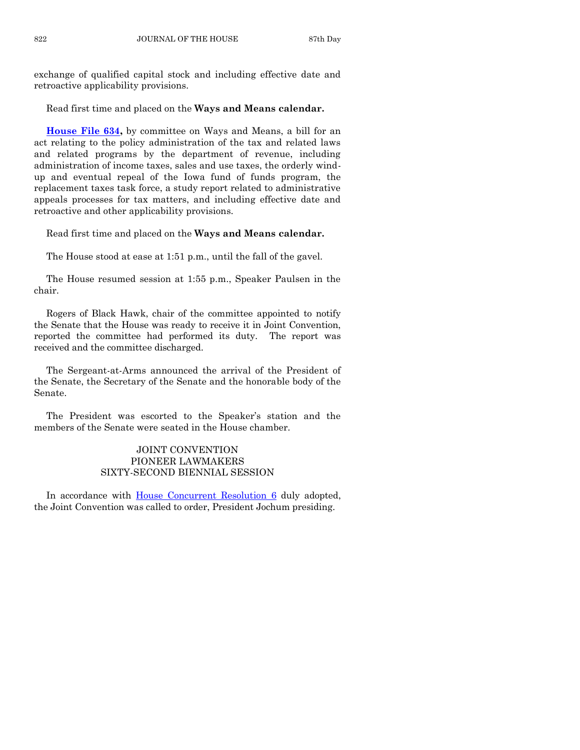exchange of qualified capital stock and including effective date and retroactive applicability provisions.

Read first time and placed on the **Ways and Means calendar.**

**House File 634,** by committee on Ways and Means, a bill for an act relating to the policy administration of the tax and related laws and related programs by the department of revenue, including administration of income taxes, sales and use taxes, the orderly wind-up and eventual repeal of the Iowa fund of funds program, the replacement taxes task force, a study report related to administrative appeals processes for tax matters, and including effective date and retroactive and other applicability provisions.

Read first time and placed on the **Ways and Means calendar.**

The House stood at ease at 1:51 p.m., until the fall of the gavel.

The House resumed session at 1:55 p.m., Speaker Paulsen in the chair.

Rogers of Black Hawk, chair of the committee appointed to notify the Senate that the House was ready to receive it in Joint Convention, reported the committee had performed its duty. The report was received and the committee discharged.

The Sergeant-at-Arms announced the arrival of the President of the Senate, the Secretary of the Senate and the honorable body of the Senate.

The President was escorted to the Speaker's station and the members of the Senate were seated in the House chamber.

## JOINT CONVENTION
## PIONEER LAWMAKERS
## SIXTY-SECOND BIENNIAL SESSION

In accordance with House Concurrent Resolution 6 duly adopted, the Joint Convention was called to order, President Jochum presiding.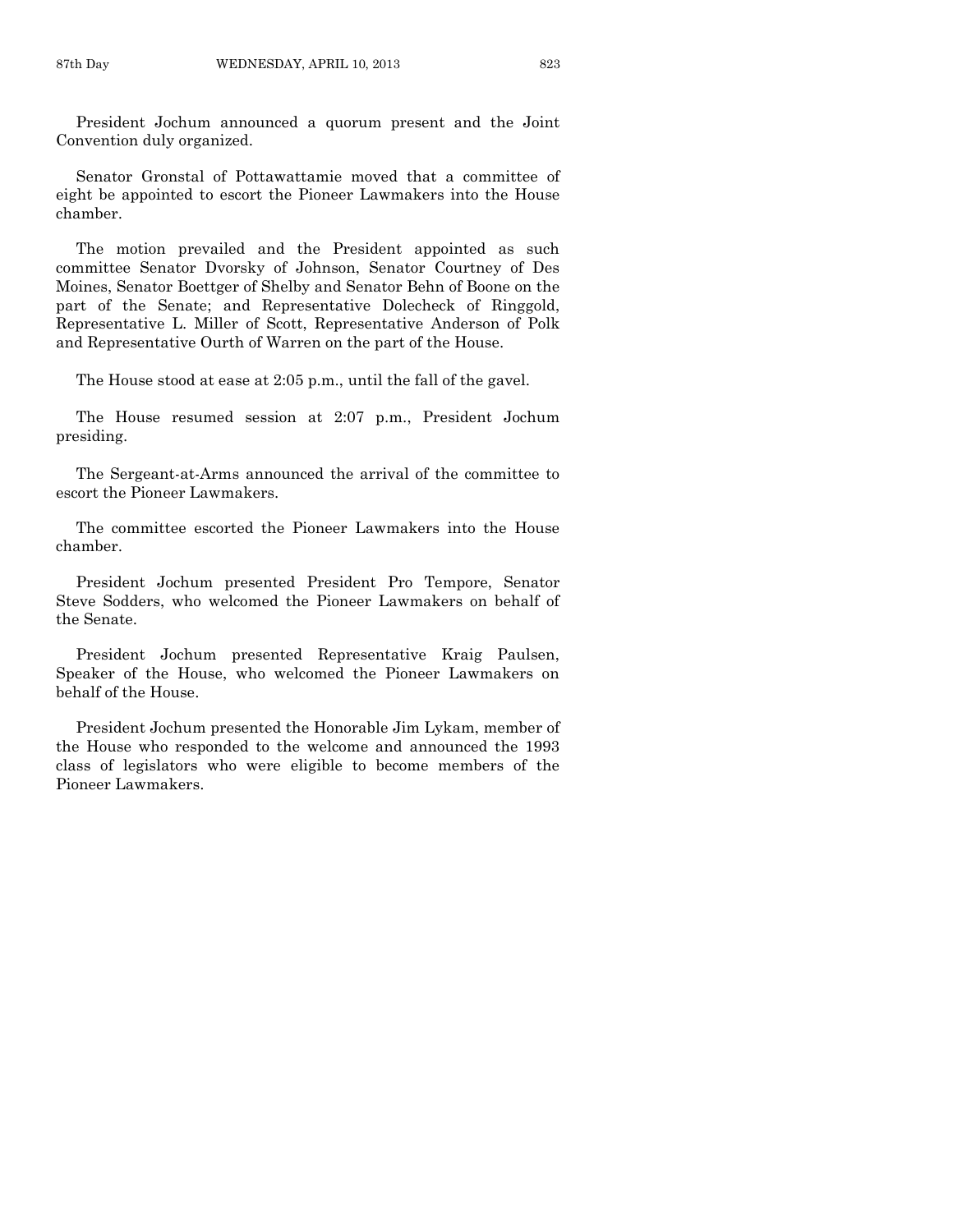President Jochum announced a quorum present and the Joint Convention duly organized.

Senator Gronstal of Pottawattamie moved that a committee of eight be appointed to escort the Pioneer Lawmakers into the House chamber.

The motion prevailed and the President appointed as such committee Senator Dvorsky of Johnson, Senator Courtney of Des Moines, Senator Boettger of Shelby and Senator Behn of Boone on the part of the Senate; and Representative Dolecheck of Ringgold, Representative L. Miller of Scott, Representative Anderson of Polk and Representative Ourth of Warren on the part of the House.

The House stood at ease at 2:05 p.m., until the fall of the gavel.

The House resumed session at 2:07 p.m., President Jochum presiding.

The Sergeant-at-Arms announced the arrival of the committee to escort the Pioneer Lawmakers.

The committee escorted the Pioneer Lawmakers into the House chamber.

President Jochum presented President Pro Tempore, Senator Steve Sodders, who welcomed the Pioneer Lawmakers on behalf of the Senate.

President Jochum presented Representative Kraig Paulsen, Speaker of the House, who welcomed the Pioneer Lawmakers on behalf of the House.

President Jochum presented the Honorable Jim Lykam, member of the House who responded to the welcome and announced the 1993 class of legislators who were eligible to become members of the Pioneer Lawmakers.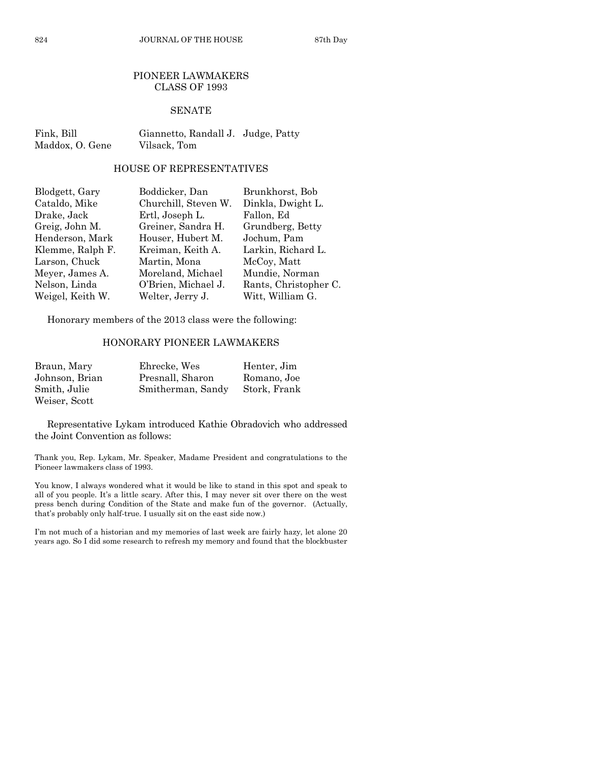## PIONEER LAWMAKERS
## CLASS OF 1993

### SENATE

| | | |
|---|---|---|
| Fink, Bill | Giannetto, Randall J. | Judge, Patty |
| Maddox, O. Gene | Vilsack, Tom | |

### HOUSE OF REPRESENTATIVES

| | | |
|---|---|---|
| Blodgett, Gary | Boddicker, Dan | Brunkhorst, Bob |
| Cataldo, Mike | Churchill, Steven W. | Dinkla, Dwight L. |
| Drake, Jack | Ertl, Joseph L. | Fallon, Ed |
| Greig, John M. | Greiner, Sandra H. | Grundberg, Betty |
| Henderson, Mark | Houser, Hubert M. | Jochum, Pam |
| Klemme, Ralph F. | Kreiman, Keith A. | Larkin, Richard L. |
| Larson, Chuck | Martin, Mona | McCoy, Matt |
| Meyer, James A. | Moreland, Michael | Mundie, Norman |
| Nelson, Linda | O'Brien, Michael J. | Rants, Christopher C. |
| Weigel, Keith W. | Welter, Jerry J. | Witt, William G. |

Honorary members of the 2013 class were the following:

### HONORARY PIONEER LAWMAKERS

| | | |
|---|---|---|
| Braun, Mary | Ehrecke, Wes | Henter, Jim |
| Johnson, Brian | Presnall, Sharon | Romano, Joe |
| Smith, Julie | Smitherman, Sandy | Stork, Frank |
| Weiser, Scott | | |

Representative Lykam introduced Kathie Obradovich who addressed the Joint Convention as follows:

Thank you, Rep. Lykam, Mr. Speaker, Madame President and congratulations to the Pioneer lawmakers class of 1993.

You know, I always wondered what it would be like to stand in this spot and speak to all of you people. It's a little scary. After this, I may never sit over there on the west press bench during Condition of the State and make fun of the governor. (Actually, that's probably only half-true. I usually sit on the east side now.)

I'm not much of a historian and my memories of last week are fairly hazy, let alone 20 years ago. So I did some research to refresh my memory and found that the blockbuster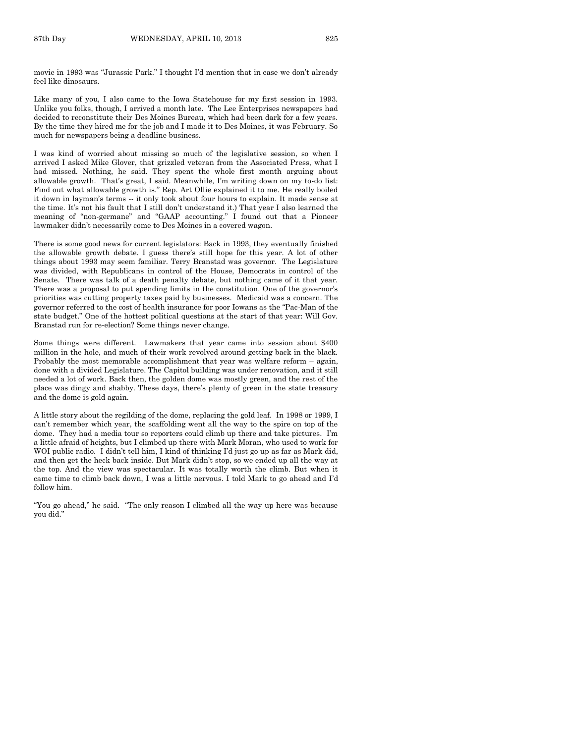movie in 1993 was "Jurassic Park." I thought I'd mention that in case we don't already feel like dinosaurs.

Like many of you, I also came to the Iowa Statehouse for my first session in 1993. Unlike you folks, though, I arrived a month late. The Lee Enterprises newspapers had decided to reconstitute their Des Moines Bureau, which had been dark for a few years. By the time they hired me for the job and I made it to Des Moines, it was February. So much for newspapers being a deadline business.

I was kind of worried about missing so much of the legislative session, so when I arrived I asked Mike Glover, that grizzled veteran from the Associated Press, what I had missed. Nothing, he said. They spent the whole first month arguing about allowable growth. That's great, I said. Meanwhile, I'm writing down on my to-do list: Find out what allowable growth is." Rep. Art Ollie explained it to me. He really boiled it down in layman's terms -- it only took about four hours to explain. It made sense at the time. It's not his fault that I still don't understand it.) That year I also learned the meaning of "non-germane" and "GAAP accounting." I found out that a Pioneer lawmaker didn't necessarily come to Des Moines in a covered wagon.

There is some good news for current legislators: Back in 1993, they eventually finished the allowable growth debate. I guess there's still hope for this year. A lot of other things about 1993 may seem familiar. Terry Branstad was governor. The Legislature was divided, with Republicans in control of the House, Democrats in control of the Senate. There was talk of a death penalty debate, but nothing came of it that year. There was a proposal to put spending limits in the constitution. One of the governor's priorities was cutting property taxes paid by businesses. Medicaid was a concern. The governor referred to the cost of health insurance for poor Iowans as the "Pac-Man of the state budget." One of the hottest political questions at the start of that year: Will Gov. Branstad run for re-election? Some things never change.

Some things were different. Lawmakers that year came into session about $400 million in the hole, and much of their work revolved around getting back in the black. Probably the most memorable accomplishment that year was welfare reform – again, done with a divided Legislature. The Capitol building was under renovation, and it still needed a lot of work. Back then, the golden dome was mostly green, and the rest of the place was dingy and shabby. These days, there's plenty of green in the state treasury and the dome is gold again.

A little story about the regilding of the dome, replacing the gold leaf. In 1998 or 1999, I can't remember which year, the scaffolding went all the way to the spire on top of the dome. They had a media tour so reporters could climb up there and take pictures. I'm a little afraid of heights, but I climbed up there with Mark Moran, who used to work for WOI public radio. I didn't tell him, I kind of thinking I'd just go up as far as Mark did, and then get the heck back inside. But Mark didn't stop, so we ended up all the way at the top. And the view was spectacular. It was totally worth the climb. But when it came time to climb back down, I was a little nervous. I told Mark to go ahead and I'd follow him.

"You go ahead," he said. "The only reason I climbed all the way up here was because you did."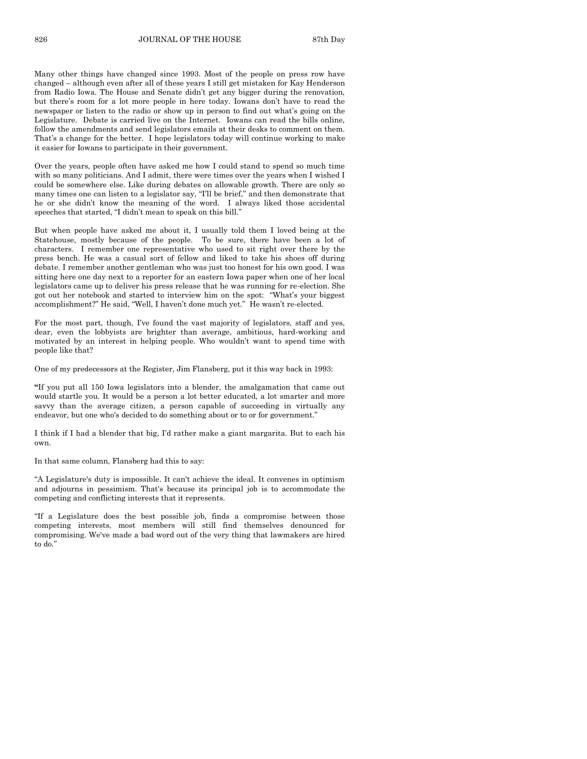Many other things have changed since 1993. Most of the people on press row have changed – although even after all of these years I still get mistaken for Kay Henderson from Radio Iowa. The House and Senate didn't get any bigger during the renovation, but there's room for a lot more people in here today. Iowans don't have to read the newspaper or listen to the radio or show up in person to find out what's going on the Legislature. Debate is carried live on the Internet. Iowans can read the bills online, follow the amendments and send legislators emails at their desks to comment on them. That's a change for the better. I hope legislators today will continue working to make it easier for Iowans to participate in their government.

Over the years, people often have asked me how I could stand to spend so much time with so many politicians. And I admit, there were times over the years when I wished I could be somewhere else. Like during debates on allowable growth. There are only so many times one can listen to a legislator say, "I'll be brief," and then demonstrate that he or she didn't know the meaning of the word. I always liked those accidental speeches that started, "I didn't mean to speak on this bill."

But when people have asked me about it, I usually told them I loved being at the Statehouse, mostly because of the people. To be sure, there have been a lot of characters. I remember one representative who used to sit right over there by the press bench. He was a casual sort of fellow and liked to take his shoes off during debate. I remember another gentleman who was just too honest for his own good. I was sitting here one day next to a reporter for an eastern Iowa paper when one of her local legislators came up to deliver his press release that he was running for re-election. She got out her notebook and started to interview him on the spot: "What's your biggest accomplishment?" He said, "Well, I haven't done much yet." He wasn't re-elected.

For the most part, though, I've found the vast majority of legislators, staff and yes, dear, even the lobbyists are brighter than average, ambitious, hard-working and motivated by an interest in helping people. Who wouldn't want to spend time with people like that?

One of my predecessors at the Register, Jim Flansberg, put it this way back in 1993:

"If you put all 150 Iowa legislators into a blender, the amalgamation that came out would startle you. It would be a person a lot better educated, a lot smarter and more savvy than the average citizen, a person capable of succeeding in virtually any endeavor, but one who's decided to do something about or to or for government."

I think if I had a blender that big, I'd rather make a giant margarita. But to each his own.

In that same column, Flansberg had this to say:

"A Legislature's duty is impossible. It can't achieve the ideal. It convenes in optimism and adjourns in pessimism. That's because its principal job is to accommodate the competing and conflicting interests that it represents.

"If a Legislature does the best possible job, finds a compromise between those competing interests, most members will still find themselves denounced for compromising. We've made a bad word out of the very thing that lawmakers are hired to do."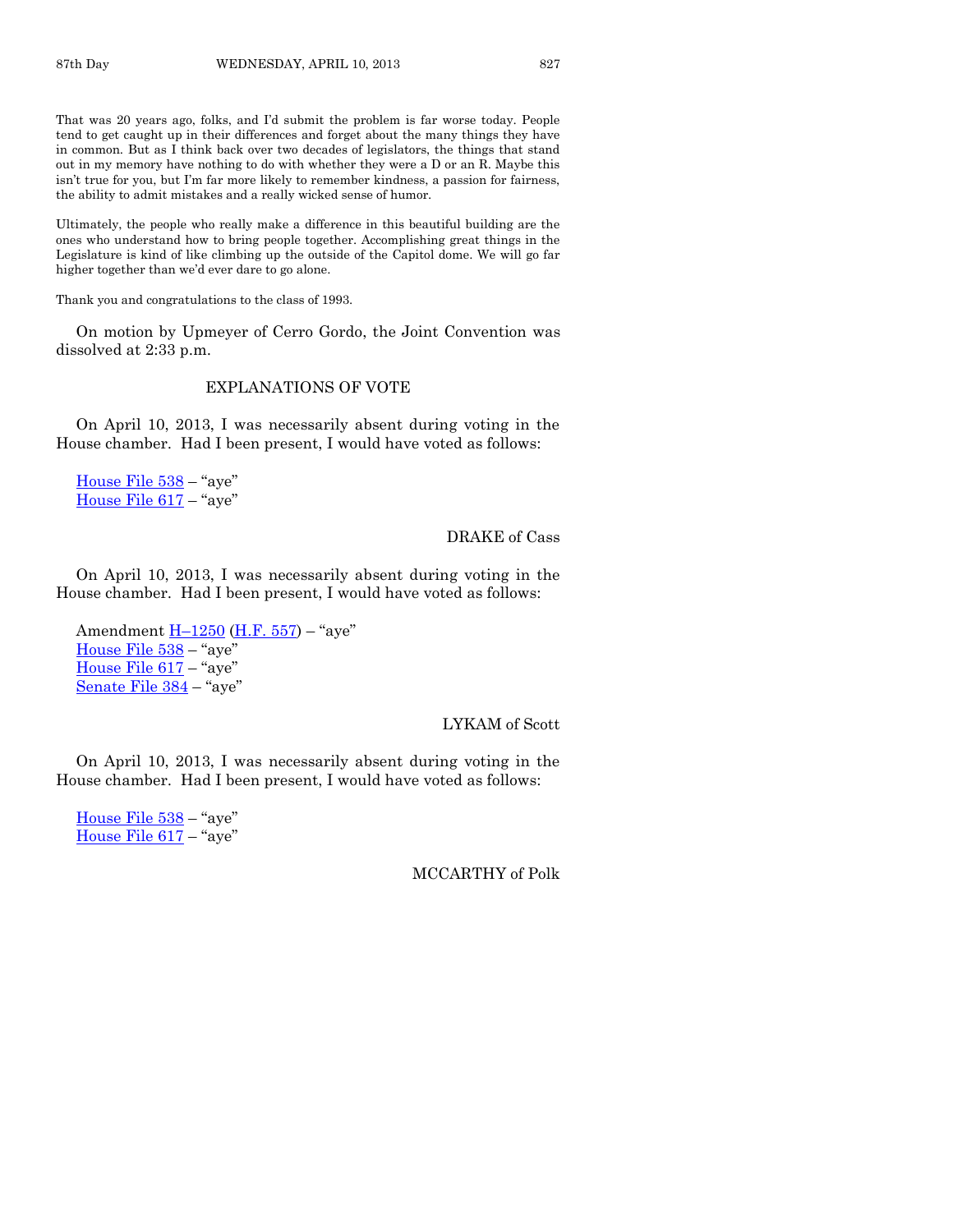That was 20 years ago, folks, and I'd submit the problem is far worse today. People tend to get caught up in their differences and forget about the many things they have in common. But as I think back over two decades of legislators, the things that stand out in my memory have nothing to do with whether they were a D or an R. Maybe this isn't true for you, but I'm far more likely to remember kindness, a passion for fairness, the ability to admit mistakes and a really wicked sense of humor.

Ultimately, the people who really make a difference in this beautiful building are the ones who understand how to bring people together. Accomplishing great things in the Legislature is kind of like climbing up the outside of the Capitol dome. We will go far higher together than we'd ever dare to go alone.

Thank you and congratulations to the class of 1993.

On motion by Upmeyer of Cerro Gordo, the Joint Convention was dissolved at 2:33 p.m.

## EXPLANATIONS OF VOTE

On April 10, 2013, I was necessarily absent during voting in the House chamber. Had I been present, I would have voted as follows:

House File 538 – "aye"
House File 617 – "aye"

DRAKE of Cass

On April 10, 2013, I was necessarily absent during voting in the House chamber. Had I been present, I would have voted as follows:

Amendment H–1250 (H.F. 557) – "aye"
House File 538 – "aye"
House File 617 – "aye"
Senate File 384 – "aye"

LYKAM of Scott

On April 10, 2013, I was necessarily absent during voting in the House chamber. Had I been present, I would have voted as follows:

House File 538 – "aye"
House File 617 – "aye"

MCCARTHY of Polk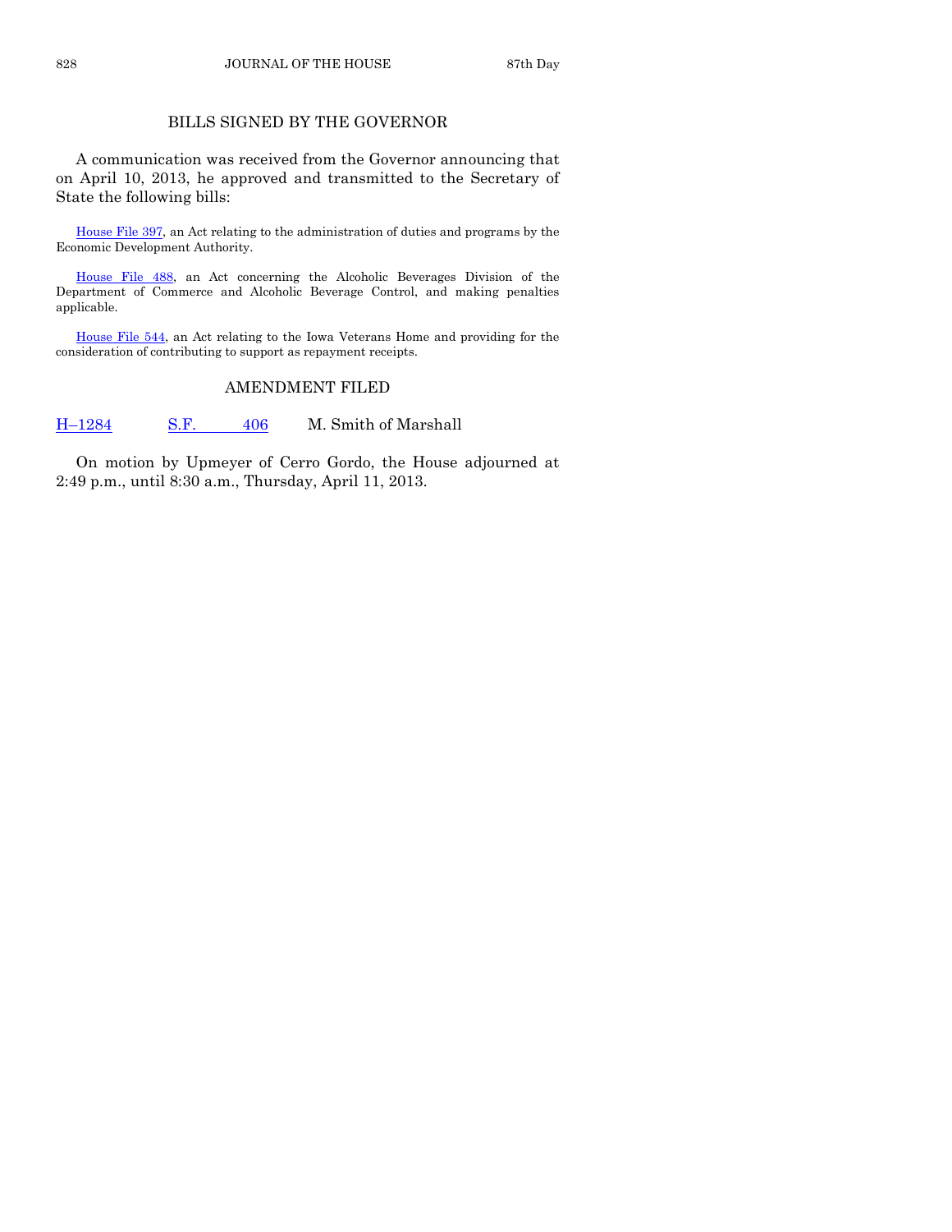## BILLS SIGNED BY THE GOVERNOR

A communication was received from the Governor announcing that on April 10, 2013, he approved and transmitted to the Secretary of State the following bills:

House File 397, an Act relating to the administration of duties and programs by the Economic Development Authority.

House File 488, an Act concerning the Alcoholic Beverages Division of the Department of Commerce and Alcoholic Beverage Control, and making penalties applicable.

House File 544, an Act relating to the Iowa Veterans Home and providing for the consideration of contributing to support as repayment receipts.

## AMENDMENT FILED

| | | |
|---|---|---|
| H–1284 | S.F. 406 | M. Smith of Marshall |

On motion by Upmeyer of Cerro Gordo, the House adjourned at 2:49 p.m., until 8:30 a.m., Thursday, April 11, 2013.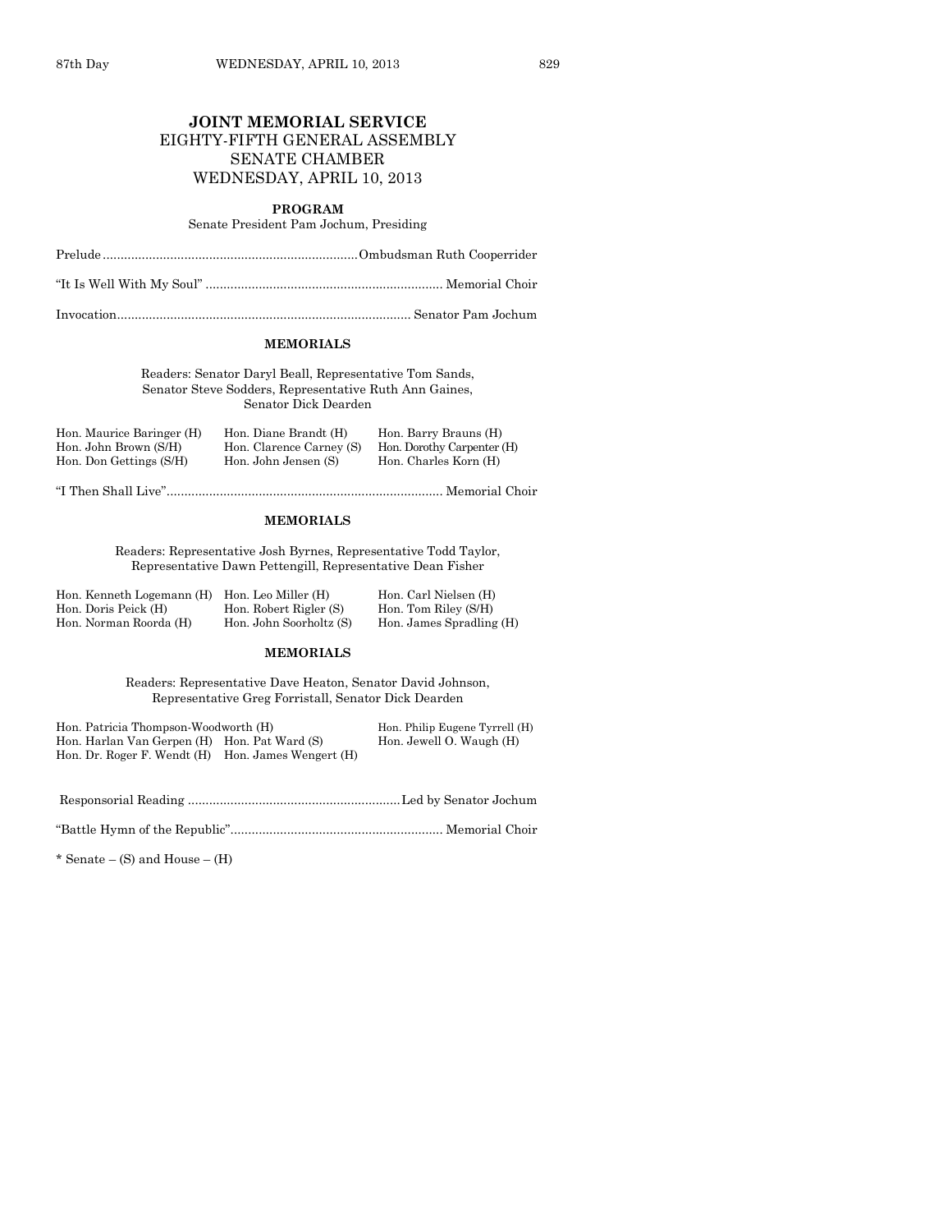# JOINT MEMORIAL SERVICE

## EIGHTY-FIFTH GENERAL ASSEMBLY
## SENATE CHAMBER
## WEDNESDAY, APRIL 10, 2013

**PROGRAM**

Senate President Pam Jochum, Presiding

Prelude........................................................................Ombudsman Ruth Cooperrider

"It Is Well With My Soul" .................................................................. Memorial Choir

Invocation.................................................................................. Senator Pam Jochum

**MEMORIALS**

Readers: Senator Daryl Beall, Representative Tom Sands, Senator Steve Sodders, Representative Ruth Ann Gaines, Senator Dick Dearden

| | | |
|---|---|---|
| Hon. Maurice Baringer (H) | Hon. Diane Brandt (H) | Hon. Barry Brauns (H) |
| Hon. John Brown (S/H) | Hon. Clarence Carney (S) | Hon. Dorothy Carpenter (H) |
| Hon. Don Gettings (S/H) | Hon. John Jensen (S) | Hon. Charles Korn (H) |

"I Then Shall Live"............................................................................ Memorial Choir

**MEMORIALS**

Readers: Representative Josh Byrnes, Representative Todd Taylor, Representative Dawn Pettengill, Representative Dean Fisher

| | | |
|---|---|---|
| Hon. Kenneth Logemann (H) | Hon. Leo Miller (H) | Hon. Carl Nielsen (H) |
| Hon. Doris Peick (H) | Hon. Robert Rigler (S) | Hon. Tom Riley (S/H) |
| Hon. Norman Roorda (H) | Hon. John Soorholtz (S) | Hon. James Spradling (H) |

**MEMORIALS**

Readers: Representative Dave Heaton, Senator David Johnson, Representative Greg Forristall, Senator Dick Dearden

| | | |
|---|---|---|
| Hon. Patricia Thompson-Woodworth (H) | | Hon. Philip Eugene Tyrrell (H) |
| Hon. Harlan Van Gerpen (H) | Hon. Pat Ward (S) | Hon. Jewell O. Waugh (H) |
| Hon. Dr. Roger F. Wendt (H) | Hon. James Wengert (H) | |

Responsorial Reading ............................................................Led by Senator Jochum

"Battle Hymn of the Republic"........................................................... Memorial Choir

\* Senate – (S) and House – (H)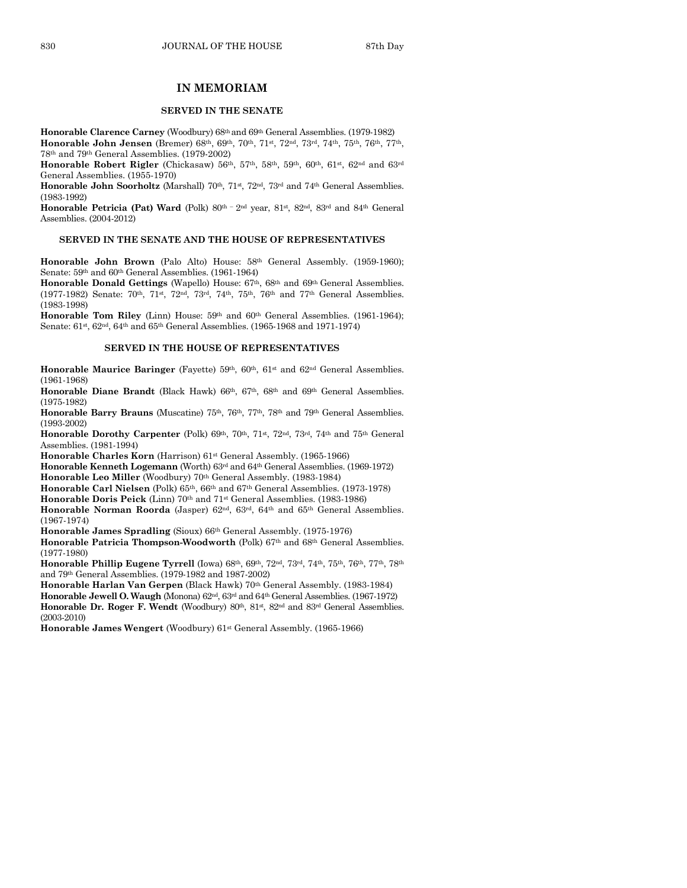## IN MEMORIAM

### SERVED IN THE SENATE

**Honorable Clarence Carney** (Woodbury) 68th and 69th General Assemblies. (1979-1982)

**Honorable John Jensen** (Bremer) 68th, 69th, 70th, 71st, 72nd, 73rd, 74th, 75th, 76th, 77th, 78th and 79th General Assemblies. (1979-2002)

**Honorable Robert Rigler** (Chickasaw) 56th, 57th, 58th, 59th, 60th, 61st, 62nd and 63rd General Assemblies. (1955-1970)

**Honorable John Soorholtz** (Marshall) 70th, 71st, 72nd, 73rd and 74th General Assemblies. (1983-1992)

**Honorable Petricia (Pat) Ward** (Polk) 80th – 2nd year, 81st, 82nd, 83rd and 84th General Assemblies. (2004-2012)

### SERVED IN THE SENATE AND THE HOUSE OF REPRESENTATIVES

**Honorable John Brown** (Palo Alto) House: 58th General Assembly. (1959-1960); Senate: 59th and 60th General Assemblies. (1961-1964)

**Honorable Donald Gettings** (Wapello) House: 67th, 68th and 69th General Assemblies. (1977-1982) Senate: 70th, 71st, 72nd, 73rd, 74th, 75th, 76th and 77th General Assemblies. (1983-1998)

**Honorable Tom Riley** (Linn) House: 59th and 60th General Assemblies. (1961-1964); Senate: 61st, 62nd, 64th and 65th General Assemblies. (1965-1968 and 1971-1974)

### SERVED IN THE HOUSE OF REPRESENTATIVES

**Honorable Maurice Baringer** (Fayette) 59th, 60th, 61st and 62nd General Assemblies. (1961-1968)

**Honorable Diane Brandt** (Black Hawk) 66th, 67th, 68th and 69th General Assemblies. (1975-1982)

**Honorable Barry Brauns** (Muscatine) 75th, 76th, 77th, 78th and 79th General Assemblies. (1993-2002)

**Honorable Dorothy Carpenter** (Polk) 69th, 70th, 71st, 72nd, 73rd, 74th and 75th General Assemblies. (1981-1994)

**Honorable Charles Korn** (Harrison) 61st General Assembly. (1965-1966)

**Honorable Kenneth Logemann** (Worth) 63rd and 64th General Assemblies. (1969-1972)

**Honorable Leo Miller** (Woodbury) 70th General Assembly. (1983-1984)

**Honorable Carl Nielsen** (Polk) 65th, 66th and 67th General Assemblies. (1973-1978)

**Honorable Doris Peick** (Linn) 70th and 71st General Assemblies. (1983-1986)

**Honorable Norman Roorda** (Jasper) 62nd, 63rd, 64th and 65th General Assemblies. (1967-1974)

**Honorable James Spradling** (Sioux) 66th General Assembly. (1975-1976)

**Honorable Patricia Thompson-Woodworth** (Polk) 67th and 68th General Assemblies. (1977-1980)

**Honorable Phillip Eugene Tyrrell** (Iowa) 68th, 69th, 72nd, 73rd, 74th, 75th, 76th, 77th, 78th and 79th General Assemblies. (1979-1982 and 1987-2002)

**Honorable Harlan Van Gerpen** (Black Hawk) 70th General Assembly. (1983-1984)

**Honorable Jewell O. Waugh** (Monona) 62nd, 63rd and 64th General Assemblies. (1967-1972)

**Honorable Dr. Roger F. Wendt** (Woodbury) 80th, 81st, 82nd and 83rd General Assemblies. (2003-2010)

**Honorable James Wengert** (Woodbury) 61st General Assembly. (1965-1966)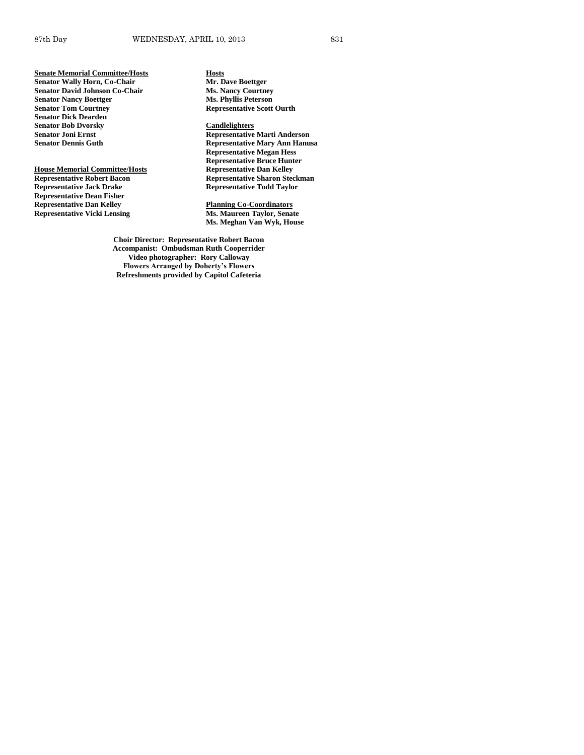**Senate Memorial Committee/Hosts**
**Senator Wally Horn, Co-Chair**
**Senator David Johnson Co-Chair**
**Senator Nancy Boettger**
**Senator Tom Courtney**
**Senator Dick Dearden**
**Senator Bob Dvorsky**
**Senator Joni Ernst**
**Senator Dennis Guth**

**House Memorial Committee/Hosts**
**Representative Robert Bacon**
**Representative Jack Drake**
**Representative Dean Fisher**
**Representative Dan Kelley**
**Representative Vicki Lensing**

**Hosts**
**Mr. Dave Boettger**
**Ms. Nancy Courtney**
**Ms. Phyllis Peterson**
**Representative Scott Ourth**

**Candlelighters**
**Representative Marti Anderson**
**Representative Mary Ann Hanusa**
**Representative Megan Hess**
**Representative Bruce Hunter**
**Representative Dan Kelley**
**Representative Sharon Steckman**
**Representative Todd Taylor**

**Planning Co-Coordinators**
**Ms. Maureen Taylor, Senate**
**Ms. Meghan Van Wyk, House**

**Choir Director: Representative Robert Bacon**
**Accompanist: Ombudsman Ruth Cooperrider**
**Video photographer: Rory Calloway**
**Flowers Arranged by Doherty's Flowers**
**Refreshments provided by Capitol Cafeteria**